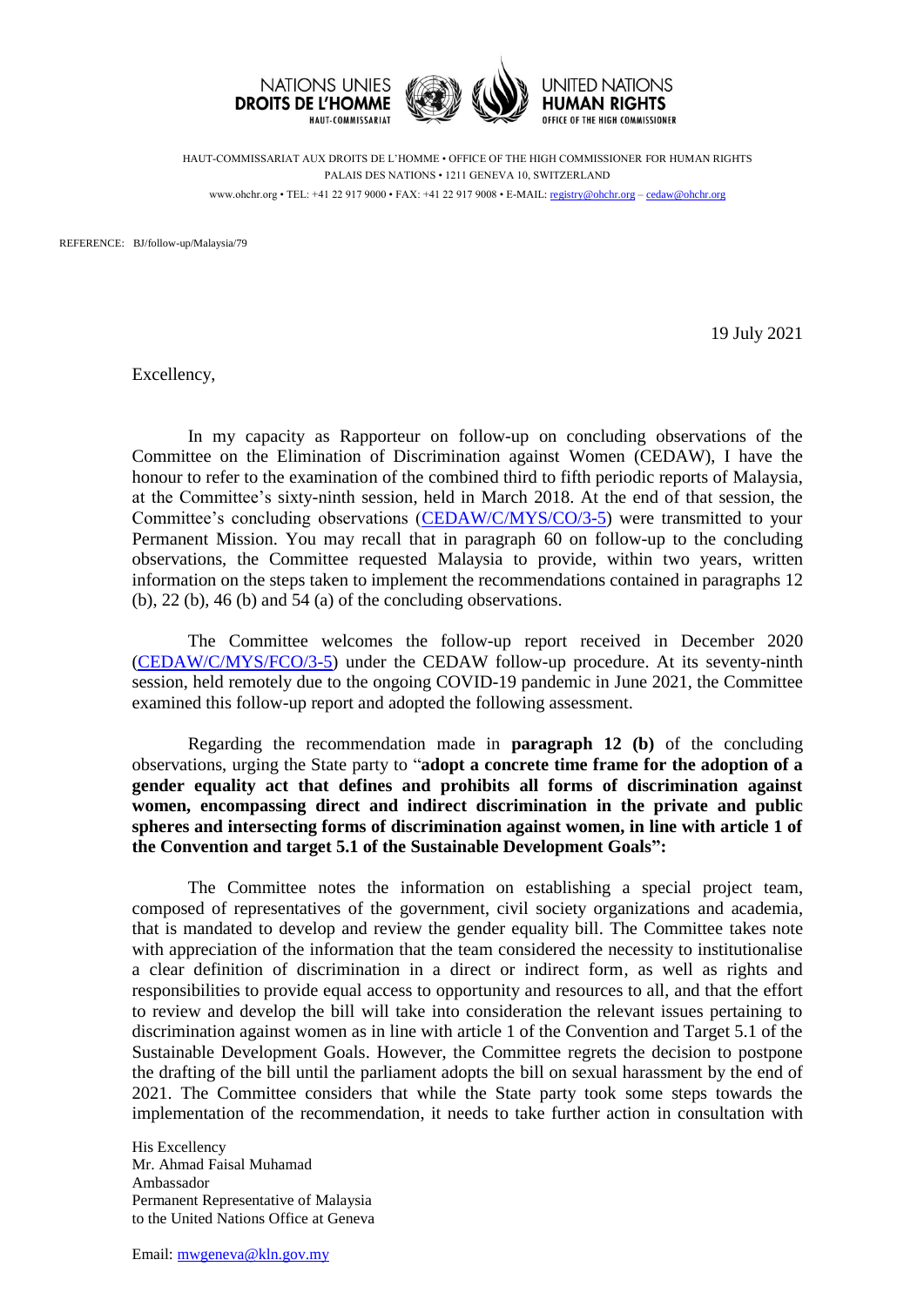NATIONS UNIES
**DROITS DE L'HOMME**
HAUT-COMMISSARIAT

UNITED NATIONS
**HUMAN RIGHTS**
OFFICE OF THE HIGH COMMISSIONER

HAUT-COMMISSARIAT AUX DROITS DE L'HOMME • OFFICE OF THE HIGH COMMISSIONER FOR HUMAN RIGHTS
PALAIS DES NATIONS • 1211 GENEVA 10, SWITZERLAND
www.ohchr.org • TEL: +41 22 917 9000 • FAX: +41 22 917 9008 • E-MAIL: registry@ohchr.org – cedaw@ohchr.org

REFERENCE: BJ/follow-up/Malaysia/79

19 July 2021

Excellency,

In my capacity as Rapporteur on follow-up on concluding observations of the Committee on the Elimination of Discrimination against Women (CEDAW), I have the honour to refer to the examination of the combined third to fifth periodic reports of Malaysia, at the Committee's sixty-ninth session, held in March 2018. At the end of that session, the Committee's concluding observations (CEDAW/C/MYS/CO/3-5) were transmitted to your Permanent Mission. You may recall that in paragraph 60 on follow-up to the concluding observations, the Committee requested Malaysia to provide, within two years, written information on the steps taken to implement the recommendations contained in paragraphs 12 (b), 22 (b), 46 (b) and 54 (a) of the concluding observations.

The Committee welcomes the follow-up report received in December 2020 (CEDAW/C/MYS/FCO/3-5) under the CEDAW follow-up procedure. At its seventy-ninth session, held remotely due to the ongoing COVID-19 pandemic in June 2021, the Committee examined this follow-up report and adopted the following assessment.

Regarding the recommendation made in **paragraph 12 (b)** of the concluding observations, urging the State party to "**adopt a concrete time frame for the adoption of a gender equality act that defines and prohibits all forms of discrimination against women, encompassing direct and indirect discrimination in the private and public spheres and intersecting forms of discrimination against women, in line with article 1 of the Convention and target 5.1 of the Sustainable Development Goals":**

The Committee notes the information on establishing a special project team, composed of representatives of the government, civil society organizations and academia, that is mandated to develop and review the gender equality bill. The Committee takes note with appreciation of the information that the team considered the necessity to institutionalise a clear definition of discrimination in a direct or indirect form, as well as rights and responsibilities to provide equal access to opportunity and resources to all, and that the effort to review and develop the bill will take into consideration the relevant issues pertaining to discrimination against women as in line with article 1 of the Convention and Target 5.1 of the Sustainable Development Goals. However, the Committee regrets the decision to postpone the drafting of the bill until the parliament adopts the bill on sexual harassment by the end of 2021. The Committee considers that while the State party took some steps towards the implementation of the recommendation, it needs to take further action in consultation with

His Excellency
Mr. Ahmad Faisal Muhamad
Ambassador
Permanent Representative of Malaysia
to the United Nations Office at Geneva

Email: mwgeneva@kln.gov.my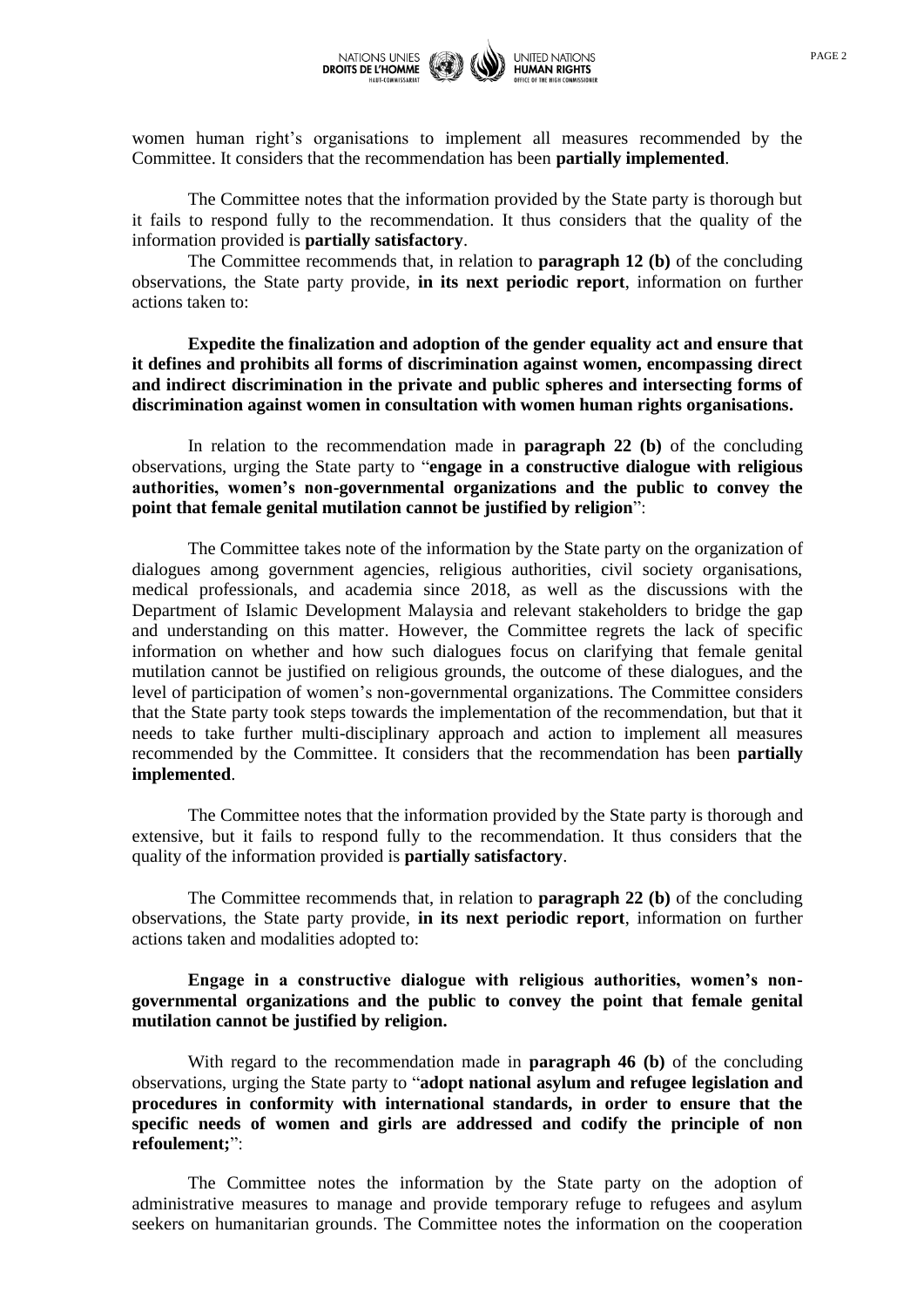women human right's organisations to implement all measures recommended by the Committee. It considers that the recommendation has been **partially implemented**.

The Committee notes that the information provided by the State party is thorough but it fails to respond fully to the recommendation. It thus considers that the quality of the information provided is **partially satisfactory**.

The Committee recommends that, in relation to **paragraph 12 (b)** of the concluding observations, the State party provide, **in its next periodic report**, information on further actions taken to:

**Expedite the finalization and adoption of the gender equality act and ensure that it defines and prohibits all forms of discrimination against women, encompassing direct and indirect discrimination in the private and public spheres and intersecting forms of discrimination against women in consultation with women human rights organisations.**

In relation to the recommendation made in **paragraph 22 (b)** of the concluding observations, urging the State party to "**engage in a constructive dialogue with religious authorities, women's non-governmental organizations and the public to convey the point that female genital mutilation cannot be justified by religion**":

The Committee takes note of the information by the State party on the organization of dialogues among government agencies, religious authorities, civil society organisations, medical professionals, and academia since 2018, as well as the discussions with the Department of Islamic Development Malaysia and relevant stakeholders to bridge the gap and understanding on this matter. However, the Committee regrets the lack of specific information on whether and how such dialogues focus on clarifying that female genital mutilation cannot be justified on religious grounds, the outcome of these dialogues, and the level of participation of women's non-governmental organizations. The Committee considers that the State party took steps towards the implementation of the recommendation, but that it needs to take further multi-disciplinary approach and action to implement all measures recommended by the Committee. It considers that the recommendation has been **partially implemented**.

The Committee notes that the information provided by the State party is thorough and extensive, but it fails to respond fully to the recommendation. It thus considers that the quality of the information provided is **partially satisfactory**.

The Committee recommends that, in relation to **paragraph 22 (b)** of the concluding observations, the State party provide, **in its next periodic report**, information on further actions taken and modalities adopted to:

**Engage in a constructive dialogue with religious authorities, women's non-governmental organizations and the public to convey the point that female genital mutilation cannot be justified by religion.**

With regard to the recommendation made in **paragraph 46 (b)** of the concluding observations, urging the State party to "**adopt national asylum and refugee legislation and procedures in conformity with international standards, in order to ensure that the specific needs of women and girls are addressed and codify the principle of non refoulement;**":

The Committee notes the information by the State party on the adoption of administrative measures to manage and provide temporary refuge to refugees and asylum seekers on humanitarian grounds. The Committee notes the information on the cooperation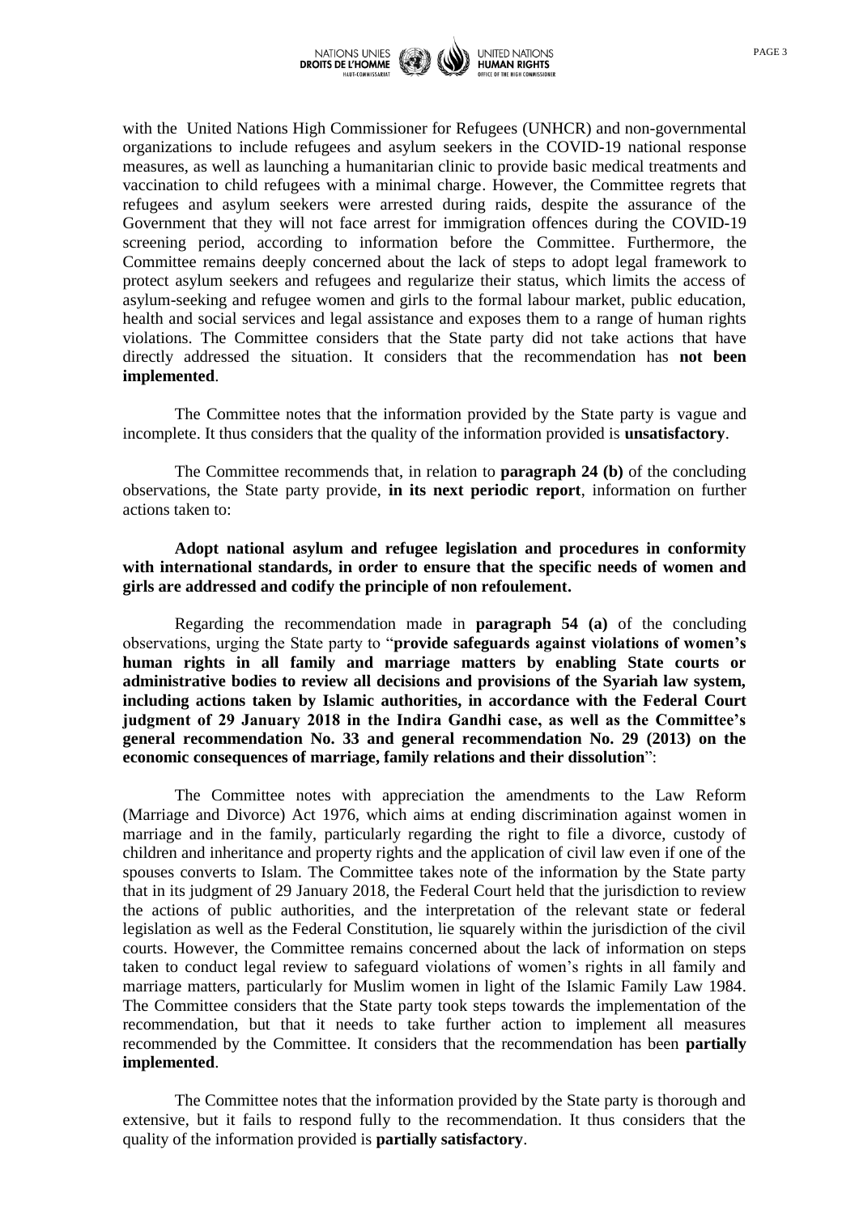with the United Nations High Commissioner for Refugees (UNHCR) and non-governmental organizations to include refugees and asylum seekers in the COVID-19 national response measures, as well as launching a humanitarian clinic to provide basic medical treatments and vaccination to child refugees with a minimal charge. However, the Committee regrets that refugees and asylum seekers were arrested during raids, despite the assurance of the Government that they will not face arrest for immigration offences during the COVID-19 screening period, according to information before the Committee. Furthermore, the Committee remains deeply concerned about the lack of steps to adopt legal framework to protect asylum seekers and refugees and regularize their status, which limits the access of asylum-seeking and refugee women and girls to the formal labour market, public education, health and social services and legal assistance and exposes them to a range of human rights violations. The Committee considers that the State party did not take actions that have directly addressed the situation. It considers that the recommendation has **not been implemented**.

The Committee notes that the information provided by the State party is vague and incomplete. It thus considers that the quality of the information provided is **unsatisfactory**.

The Committee recommends that, in relation to **paragraph 24 (b)** of the concluding observations, the State party provide, **in its next periodic report**, information on further actions taken to:

**Adopt national asylum and refugee legislation and procedures in conformity with international standards, in order to ensure that the specific needs of women and girls are addressed and codify the principle of non refoulement.**

Regarding the recommendation made in **paragraph 54 (a)** of the concluding observations, urging the State party to "**provide safeguards against violations of women's human rights in all family and marriage matters by enabling State courts or administrative bodies to review all decisions and provisions of the Syariah law system, including actions taken by Islamic authorities, in accordance with the Federal Court judgment of 29 January 2018 in the Indira Gandhi case, as well as the Committee's general recommendation No. 33 and general recommendation No. 29 (2013) on the economic consequences of marriage, family relations and their dissolution**":

The Committee notes with appreciation the amendments to the Law Reform (Marriage and Divorce) Act 1976, which aims at ending discrimination against women in marriage and in the family, particularly regarding the right to file a divorce, custody of children and inheritance and property rights and the application of civil law even if one of the spouses converts to Islam. The Committee takes note of the information by the State party that in its judgment of 29 January 2018, the Federal Court held that the jurisdiction to review the actions of public authorities, and the interpretation of the relevant state or federal legislation as well as the Federal Constitution, lie squarely within the jurisdiction of the civil courts. However, the Committee remains concerned about the lack of information on steps taken to conduct legal review to safeguard violations of women's rights in all family and marriage matters, particularly for Muslim women in light of the Islamic Family Law 1984. The Committee considers that the State party took steps towards the implementation of the recommendation, but that it needs to take further action to implement all measures recommended by the Committee. It considers that the recommendation has been **partially implemented**.

The Committee notes that the information provided by the State party is thorough and extensive, but it fails to respond fully to the recommendation. It thus considers that the quality of the information provided is **partially satisfactory**.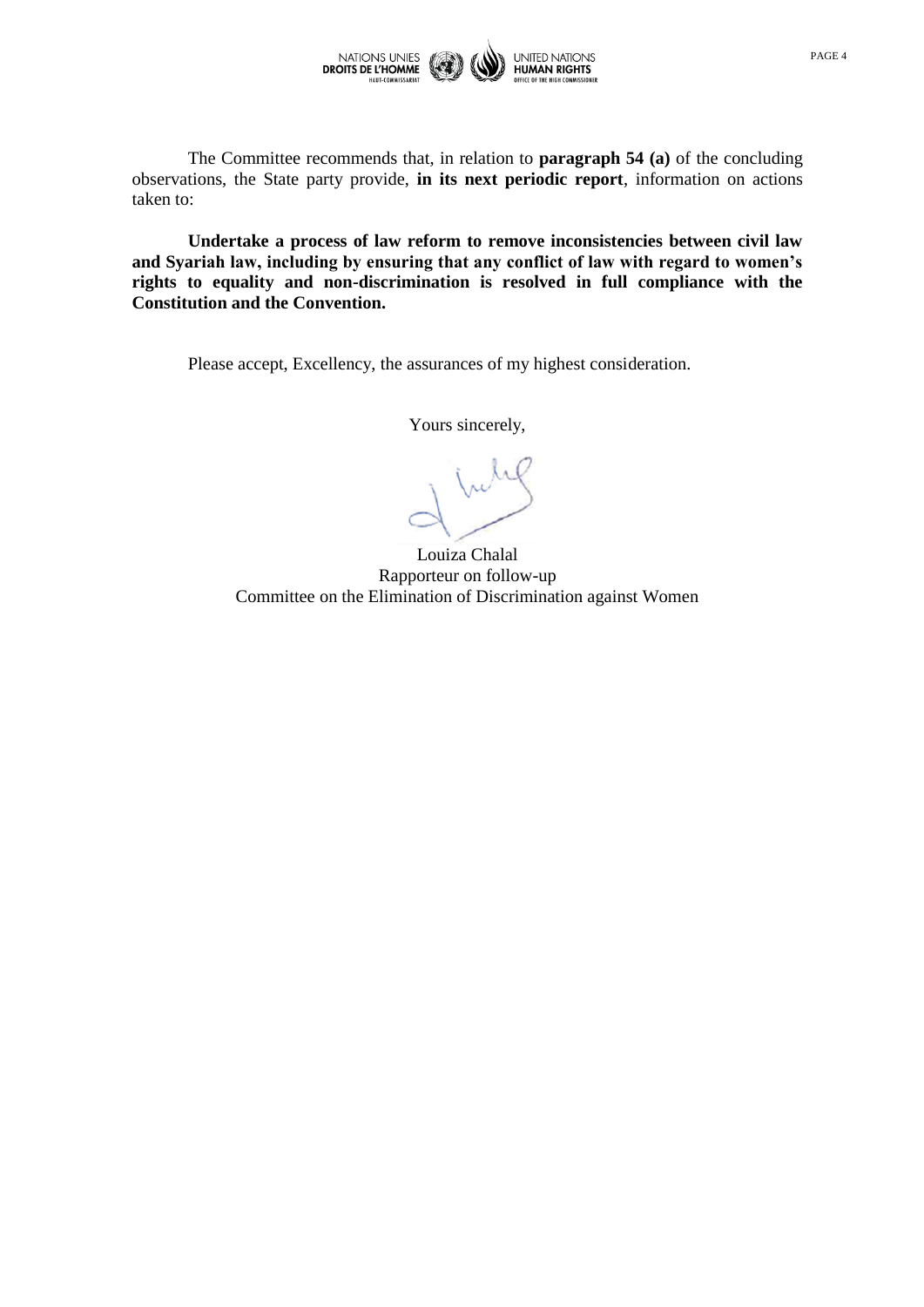The Committee recommends that, in relation to **paragraph 54 (a)** of the concluding observations, the State party provide, **in its next periodic report**, information on actions taken to:

**Undertake a process of law reform to remove inconsistencies between civil law and Syariah law, including by ensuring that any conflict of law with regard to women's rights to equality and non-discrimination is resolved in full compliance with the Constitution and the Convention.**

Please accept, Excellency, the assurances of my highest consideration.

Yours sincerely,

Louiza Chalal
Rapporteur on follow-up
Committee on the Elimination of Discrimination against Women